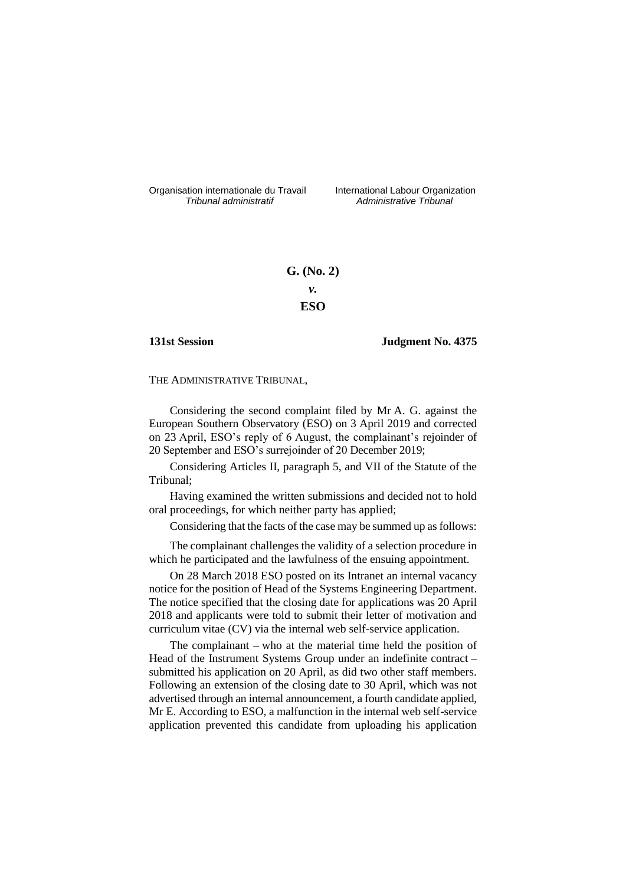Organisation internationale du Travail
*Tribunal administratif*

International Labour Organization
*Administrative Tribunal*

**G. (No. 2)**
***v.***
**ESO**

**131st Session** **Judgment No. 4375**

THE ADMINISTRATIVE TRIBUNAL,

Considering the second complaint filed by Mr A. G. against the European Southern Observatory (ESO) on 3 April 2019 and corrected on 23 April, ESO's reply of 6 August, the complainant's rejoinder of 20 September and ESO's surrejoinder of 20 December 2019;

Considering Articles II, paragraph 5, and VII of the Statute of the Tribunal;

Having examined the written submissions and decided not to hold oral proceedings, for which neither party has applied;

Considering that the facts of the case may be summed up as follows:

The complainant challenges the validity of a selection procedure in which he participated and the lawfulness of the ensuing appointment.

On 28 March 2018 ESO posted on its Intranet an internal vacancy notice for the position of Head of the Systems Engineering Department. The notice specified that the closing date for applications was 20 April 2018 and applicants were told to submit their letter of motivation and curriculum vitae (CV) via the internal web self-service application.

The complainant – who at the material time held the position of Head of the Instrument Systems Group under an indefinite contract – submitted his application on 20 April, as did two other staff members. Following an extension of the closing date to 30 April, which was not advertised through an internal announcement, a fourth candidate applied, Mr E. According to ESO, a malfunction in the internal web self-service application prevented this candidate from uploading his application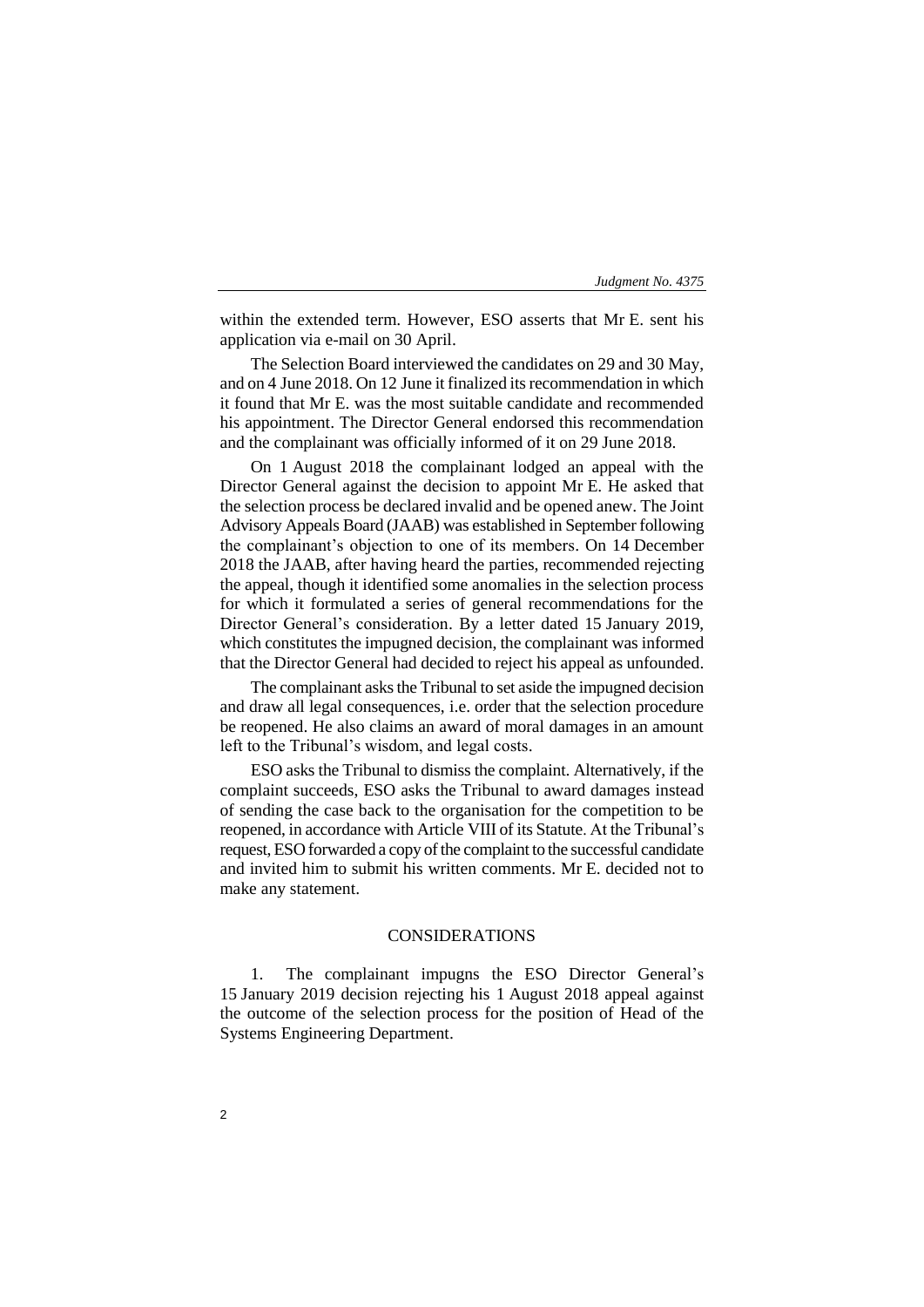within the extended term. However, ESO asserts that Mr E. sent his application via e-mail on 30 April.

The Selection Board interviewed the candidates on 29 and 30 May, and on 4 June 2018. On 12 June it finalized its recommendation in which it found that Mr E. was the most suitable candidate and recommended his appointment. The Director General endorsed this recommendation and the complainant was officially informed of it on 29 June 2018.

On 1 August 2018 the complainant lodged an appeal with the Director General against the decision to appoint Mr E. He asked that the selection process be declared invalid and be opened anew. The Joint Advisory Appeals Board (JAAB) was established in September following the complainant's objection to one of its members. On 14 December 2018 the JAAB, after having heard the parties, recommended rejecting the appeal, though it identified some anomalies in the selection process for which it formulated a series of general recommendations for the Director General's consideration. By a letter dated 15 January 2019, which constitutes the impugned decision, the complainant was informed that the Director General had decided to reject his appeal as unfounded.

The complainant asks the Tribunal to set aside the impugned decision and draw all legal consequences, i.e. order that the selection procedure be reopened. He also claims an award of moral damages in an amount left to the Tribunal's wisdom, and legal costs.

ESO asks the Tribunal to dismiss the complaint. Alternatively, if the complaint succeeds, ESO asks the Tribunal to award damages instead of sending the case back to the organisation for the competition to be reopened, in accordance with Article VIII of its Statute. At the Tribunal's request, ESO forwarded a copy of the complaint to the successful candidate and invited him to submit his written comments. Mr E. decided not to make any statement.

## CONSIDERATIONS

1. The complainant impugns the ESO Director General's 15 January 2019 decision rejecting his 1 August 2018 appeal against the outcome of the selection process for the position of Head of the Systems Engineering Department.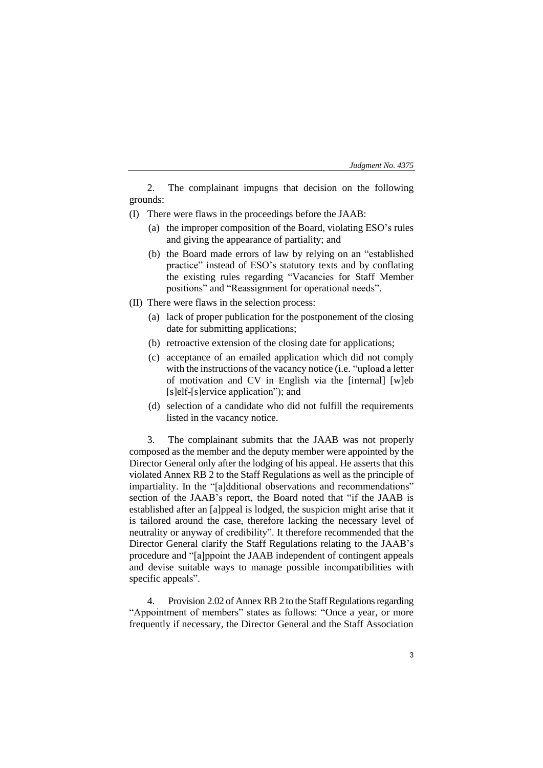2. The complainant impugns that decision on the following grounds:

(I) There were flaws in the proceedings before the JAAB:

   (a) the improper composition of the Board, violating ESO's rules and giving the appearance of partiality; and

   (b) the Board made errors of law by relying on an "established practice" instead of ESO's statutory texts and by conflating the existing rules regarding "Vacancies for Staff Member positions" and "Reassignment for operational needs".

(II) There were flaws in the selection process:

   (a) lack of proper publication for the postponement of the closing date for submitting applications;

   (b) retroactive extension of the closing date for applications;

   (c) acceptance of an emailed application which did not comply with the instructions of the vacancy notice (i.e. "upload a letter of motivation and CV in English via the [internal] [w]eb [s]elf-[s]ervice application"); and

   (d) selection of a candidate who did not fulfill the requirements listed in the vacancy notice.

3. The complainant submits that the JAAB was not properly composed as the member and the deputy member were appointed by the Director General only after the lodging of his appeal. He asserts that this violated Annex RB 2 to the Staff Regulations as well as the principle of impartiality. In the "[a]dditional observations and recommendations" section of the JAAB's report, the Board noted that "if the JAAB is established after an [a]ppeal is lodged, the suspicion might arise that it is tailored around the case, therefore lacking the necessary level of neutrality or anyway of credibility". It therefore recommended that the Director General clarify the Staff Regulations relating to the JAAB's procedure and "[a]ppoint the JAAB independent of contingent appeals and devise suitable ways to manage possible incompatibilities with specific appeals".

4. Provision 2.02 of Annex RB 2 to the Staff Regulations regarding "Appointment of members" states as follows: "Once a year, or more frequently if necessary, the Director General and the Staff Association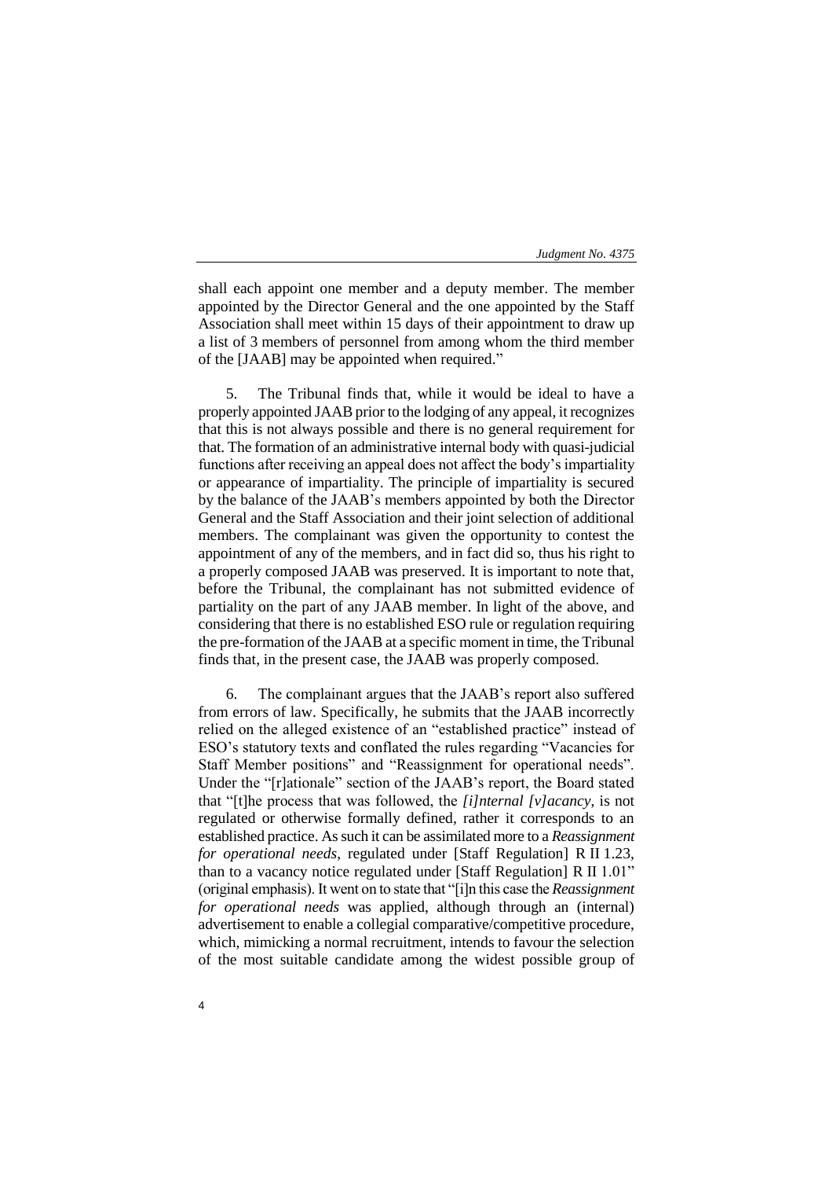shall each appoint one member and a deputy member. The member appointed by the Director General and the one appointed by the Staff Association shall meet within 15 days of their appointment to draw up a list of 3 members of personnel from among whom the third member of the [JAAB] may be appointed when required."

5. The Tribunal finds that, while it would be ideal to have a properly appointed JAAB prior to the lodging of any appeal, it recognizes that this is not always possible and there is no general requirement for that. The formation of an administrative internal body with quasi-judicial functions after receiving an appeal does not affect the body's impartiality or appearance of impartiality. The principle of impartiality is secured by the balance of the JAAB's members appointed by both the Director General and the Staff Association and their joint selection of additional members. The complainant was given the opportunity to contest the appointment of any of the members, and in fact did so, thus his right to a properly composed JAAB was preserved. It is important to note that, before the Tribunal, the complainant has not submitted evidence of partiality on the part of any JAAB member. In light of the above, and considering that there is no established ESO rule or regulation requiring the pre-formation of the JAAB at a specific moment in time, the Tribunal finds that, in the present case, the JAAB was properly composed.

6. The complainant argues that the JAAB's report also suffered from errors of law. Specifically, he submits that the JAAB incorrectly relied on the alleged existence of an "established practice" instead of ESO's statutory texts and conflated the rules regarding "Vacancies for Staff Member positions" and "Reassignment for operational needs". Under the "[r]ationale" section of the JAAB's report, the Board stated that "[t]he process that was followed, the *[i]nternal [v]acancy*, is not regulated or otherwise formally defined, rather it corresponds to an established practice. As such it can be assimilated more to a *Reassignment for operational needs*, regulated under [Staff Regulation] R II 1.23, than to a vacancy notice regulated under [Staff Regulation] R II 1.01" (original emphasis). It went on to state that "[i]n this case the *Reassignment for operational needs* was applied, although through an (internal) advertisement to enable a collegial comparative/competitive procedure, which, mimicking a normal recruitment, intends to favour the selection of the most suitable candidate among the widest possible group of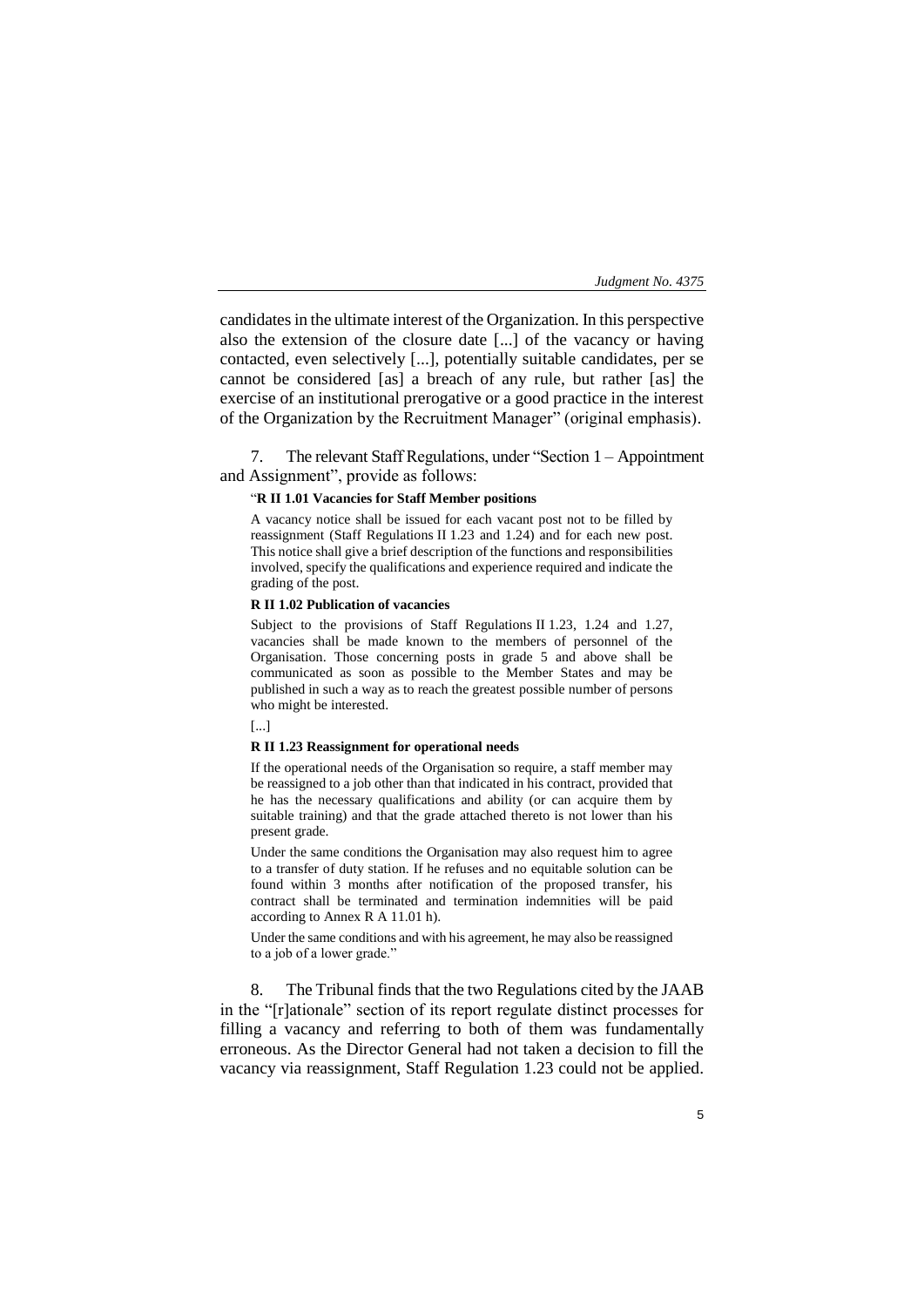candidates in the ultimate interest of the Organization. In this perspective also the extension of the closure date [...] of the vacancy or having contacted, even selectively [...], potentially suitable candidates, per se cannot be considered [as] a breach of any rule, but rather [as] the exercise of an institutional prerogative or a good practice in the interest of the Organization by the Recruitment Manager" (original emphasis).

7. The relevant Staff Regulations, under "Section 1 – Appointment and Assignment", provide as follows:

> "**R II 1.01 Vacancies for Staff Member positions**
>
> A vacancy notice shall be issued for each vacant post not to be filled by reassignment (Staff Regulations II 1.23 and 1.24) and for each new post. This notice shall give a brief description of the functions and responsibilities involved, specify the qualifications and experience required and indicate the grading of the post.
>
> **R II 1.02 Publication of vacancies**
>
> Subject to the provisions of Staff Regulations II 1.23, 1.24 and 1.27, vacancies shall be made known to the members of personnel of the Organisation. Those concerning posts in grade 5 and above shall be communicated as soon as possible to the Member States and may be published in such a way as to reach the greatest possible number of persons who might be interested.
>
> [...]
>
> **R II 1.23 Reassignment for operational needs**
>
> If the operational needs of the Organisation so require, a staff member may be reassigned to a job other than that indicated in his contract, provided that he has the necessary qualifications and ability (or can acquire them by suitable training) and that the grade attached thereto is not lower than his present grade.
>
> Under the same conditions the Organisation may also request him to agree to a transfer of duty station. If he refuses and no equitable solution can be found within 3 months after notification of the proposed transfer, his contract shall be terminated and termination indemnities will be paid according to Annex R A 11.01 h).
>
> Under the same conditions and with his agreement, he may also be reassigned to a job of a lower grade."

8. The Tribunal finds that the two Regulations cited by the JAAB in the "[r]ationale" section of its report regulate distinct processes for filling a vacancy and referring to both of them was fundamentally erroneous. As the Director General had not taken a decision to fill the vacancy via reassignment, Staff Regulation 1.23 could not be applied.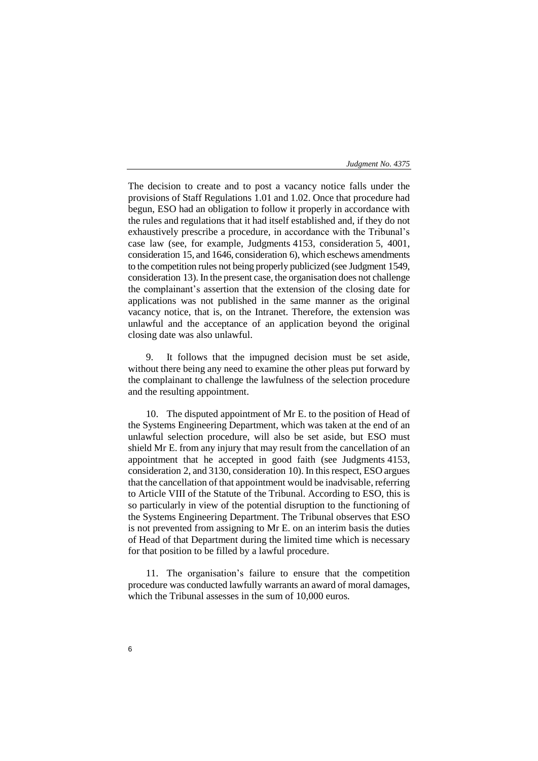The decision to create and to post a vacancy notice falls under the provisions of Staff Regulations 1.01 and 1.02. Once that procedure had begun, ESO had an obligation to follow it properly in accordance with the rules and regulations that it had itself established and, if they do not exhaustively prescribe a procedure, in accordance with the Tribunal's case law (see, for example, Judgments 4153, consideration 5, 4001, consideration 15, and 1646, consideration 6), which eschews amendments to the competition rules not being properly publicized (see Judgment 1549, consideration 13). In the present case, the organisation does not challenge the complainant's assertion that the extension of the closing date for applications was not published in the same manner as the original vacancy notice, that is, on the Intranet. Therefore, the extension was unlawful and the acceptance of an application beyond the original closing date was also unlawful.

9. It follows that the impugned decision must be set aside, without there being any need to examine the other pleas put forward by the complainant to challenge the lawfulness of the selection procedure and the resulting appointment.

10. The disputed appointment of Mr E. to the position of Head of the Systems Engineering Department, which was taken at the end of an unlawful selection procedure, will also be set aside, but ESO must shield Mr E. from any injury that may result from the cancellation of an appointment that he accepted in good faith (see Judgments 4153, consideration 2, and 3130, consideration 10). In this respect, ESO argues that the cancellation of that appointment would be inadvisable, referring to Article VIII of the Statute of the Tribunal. According to ESO, this is so particularly in view of the potential disruption to the functioning of the Systems Engineering Department. The Tribunal observes that ESO is not prevented from assigning to Mr E. on an interim basis the duties of Head of that Department during the limited time which is necessary for that position to be filled by a lawful procedure.

11. The organisation's failure to ensure that the competition procedure was conducted lawfully warrants an award of moral damages, which the Tribunal assesses in the sum of 10,000 euros.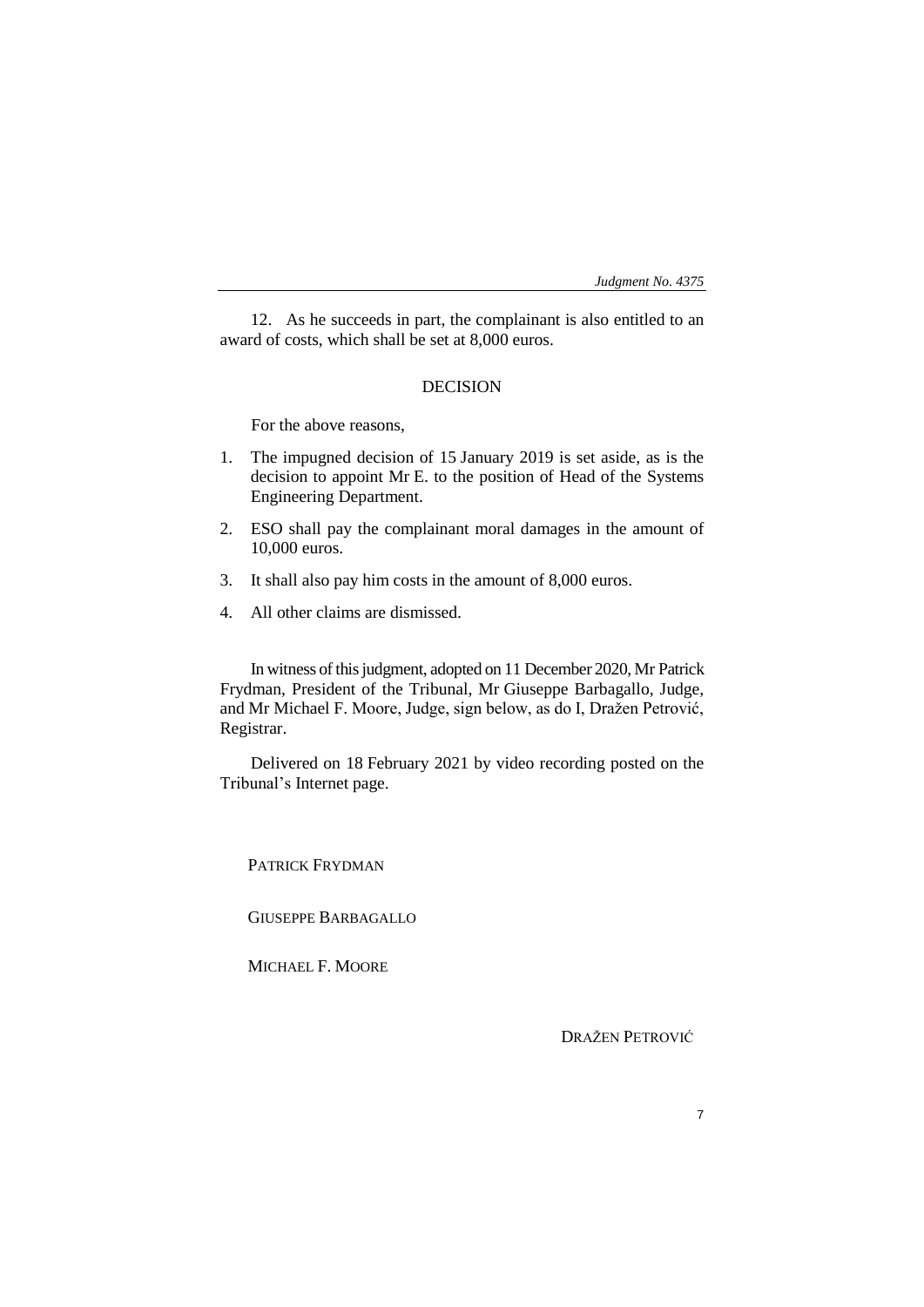12. As he succeeds in part, the complainant is also entitled to an award of costs, which shall be set at 8,000 euros.

## DECISION

For the above reasons,

1. The impugned decision of 15 January 2019 is set aside, as is the decision to appoint Mr E. to the position of Head of the Systems Engineering Department.

2. ESO shall pay the complainant moral damages in the amount of 10,000 euros.

3. It shall also pay him costs in the amount of 8,000 euros.

4. All other claims are dismissed.

In witness of this judgment, adopted on 11 December 2020, Mr Patrick Frydman, President of the Tribunal, Mr Giuseppe Barbagallo, Judge, and Mr Michael F. Moore, Judge, sign below, as do I, Dražen Petrović, Registrar.

Delivered on 18 February 2021 by video recording posted on the Tribunal's Internet page.

PATRICK FRYDMAN

GIUSEPPE BARBAGALLO

MICHAEL F. MOORE

DRAŽEN PETROVIĆ